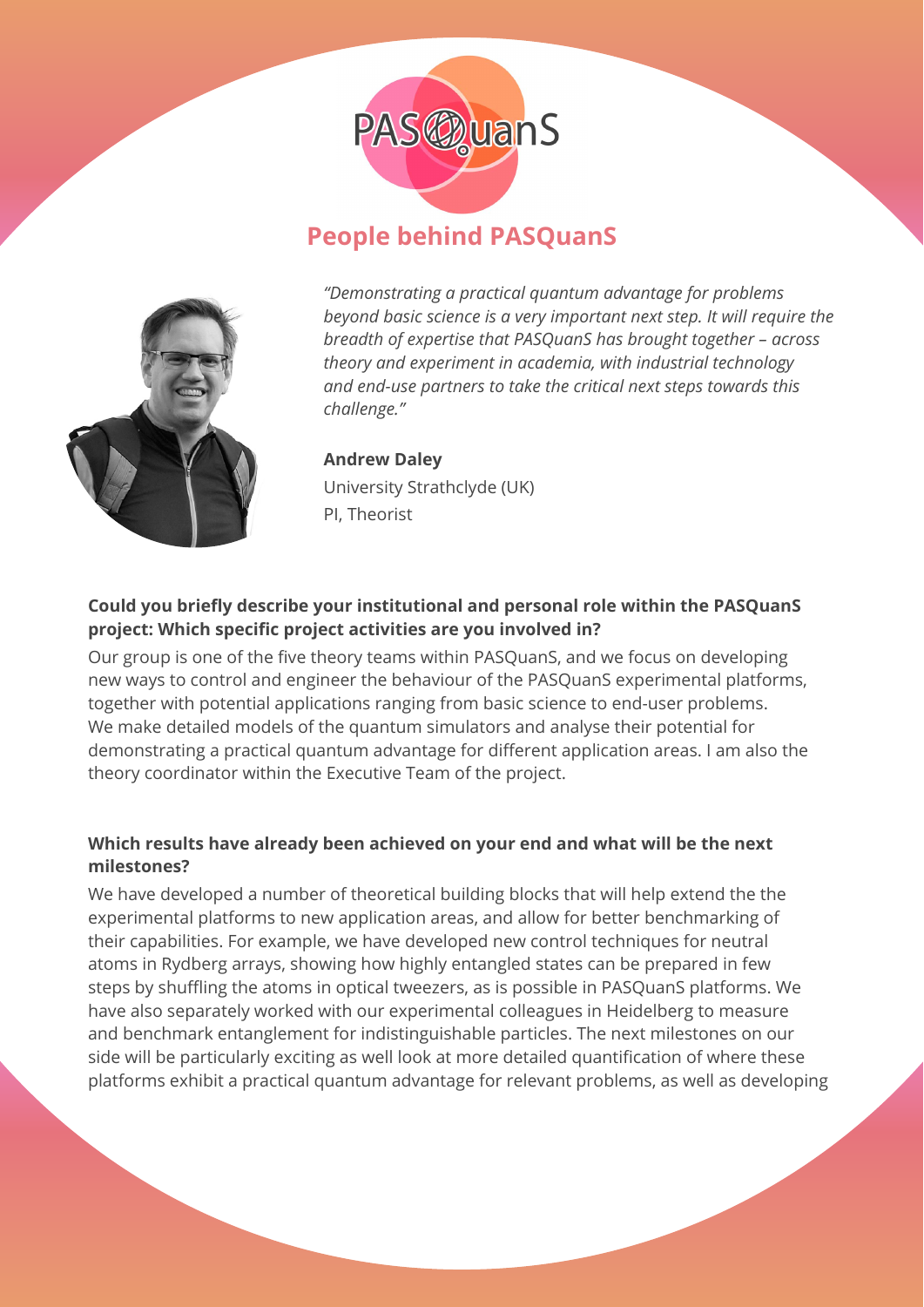# People behind PASQuanS

*"Demonstrating a practical quantum advantage for problems beyond basic science is a very important next step. It will require the breadth of expertise that PASQuanS has brought together – across theory and experiment in academia, with industrial technology and end-use partners to take the critical next steps towards this challenge."*

**Andrew Daley**
University Strathclyde (UK)
PI, Theorist

**Could you briefly describe your institutional and personal role within the PASQuanS project: Which specific project activities are you involved in?**

Our group is one of the five theory teams within PASQuanS, and we focus on developing new ways to control and engineer the behaviour of the PASQuanS experimental platforms, together with potential applications ranging from basic science to end-user problems. We make detailed models of the quantum simulators and analyse their potential for demonstrating a practical quantum advantage for different application areas. I am also the theory coordinator within the Executive Team of the project.

**Which results have already been achieved on your end and what will be the next milestones?**

We have developed a number of theoretical building blocks that will help extend the the experimental platforms to new application areas, and allow for better benchmarking of their capabilities. For example, we have developed new control techniques for neutral atoms in Rydberg arrays, showing how highly entangled states can be prepared in few steps by shuffling the atoms in optical tweezers, as is possible in PASQuanS platforms. We have also separately worked with our experimental colleagues in Heidelberg to measure and benchmark entanglement for indistinguishable particles. The next milestones on our side will be particularly exciting as well look at more detailed quantification of where these platforms exhibit a practical quantum advantage for relevant problems, as well as developing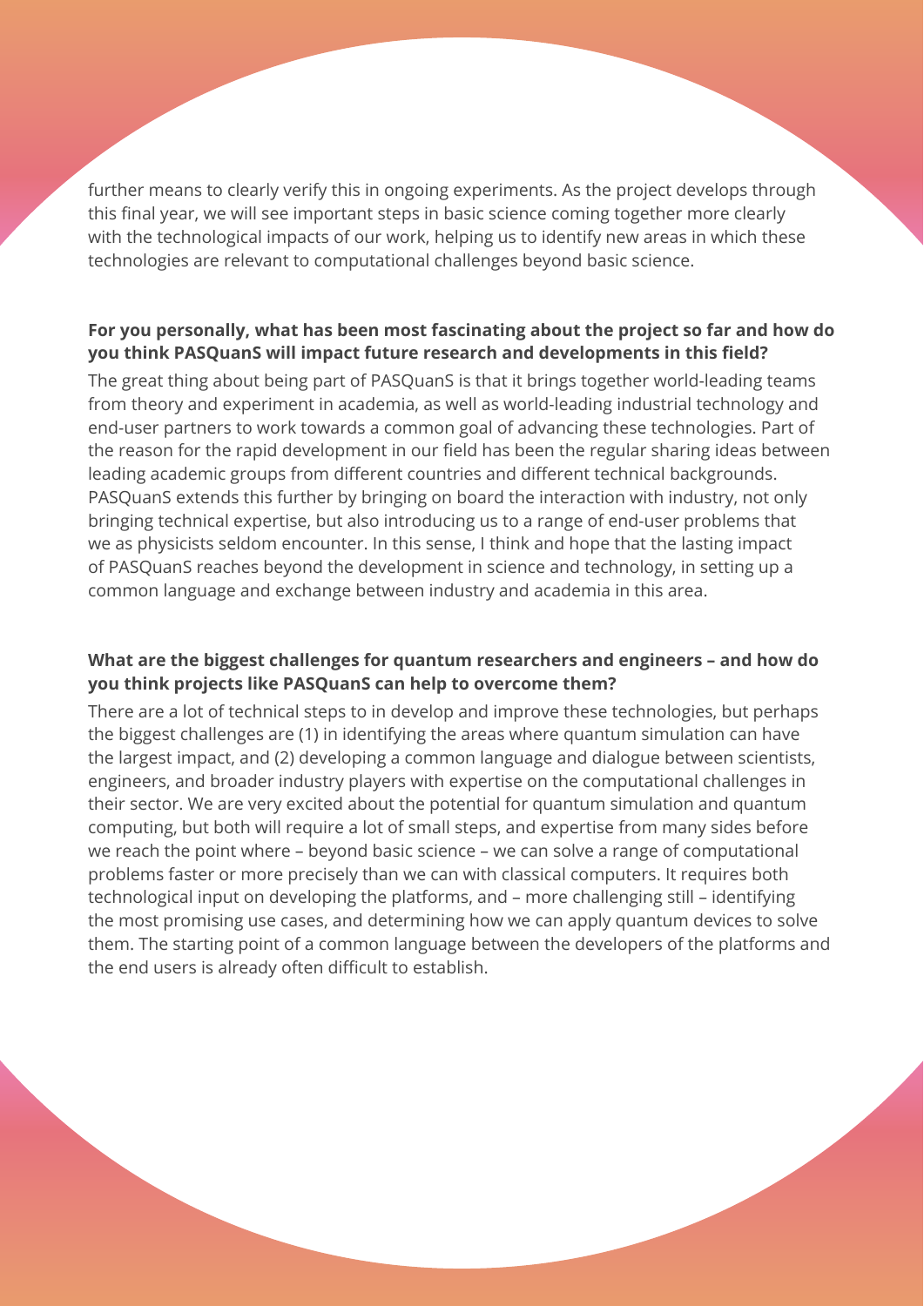further means to clearly verify this in ongoing experiments. As the project develops through this final year, we will see important steps in basic science coming together more clearly with the technological impacts of our work, helping us to identify new areas in which these technologies are relevant to computational challenges beyond basic science.

**For you personally, what has been most fascinating about the project so far and how do you think PASQuanS will impact future research and developments in this field?**

The great thing about being part of PASQuanS is that it brings together world-leading teams from theory and experiment in academia, as well as world-leading industrial technology and end-user partners to work towards a common goal of advancing these technologies. Part of the reason for the rapid development in our field has been the regular sharing ideas between leading academic groups from different countries and different technical backgrounds. PASQuanS extends this further by bringing on board the interaction with industry, not only bringing technical expertise, but also introducing us to a range of end-user problems that we as physicists seldom encounter. In this sense, I think and hope that the lasting impact of PASQuanS reaches beyond the development in science and technology, in setting up a common language and exchange between industry and academia in this area.

**What are the biggest challenges for quantum researchers and engineers – and how do you think projects like PASQuanS can help to overcome them?**

There are a lot of technical steps to in develop and improve these technologies, but perhaps the biggest challenges are (1) in identifying the areas where quantum simulation can have the largest impact, and (2) developing a common language and dialogue between scientists, engineers, and broader industry players with expertise on the computational challenges in their sector. We are very excited about the potential for quantum simulation and quantum computing, but both will require a lot of small steps, and expertise from many sides before we reach the point where – beyond basic science – we can solve a range of computational problems faster or more precisely than we can with classical computers. It requires both technological input on developing the platforms, and – more challenging still – identifying the most promising use cases, and determining how we can apply quantum devices to solve them. The starting point of a common language between the developers of the platforms and the end users is already often difficult to establish.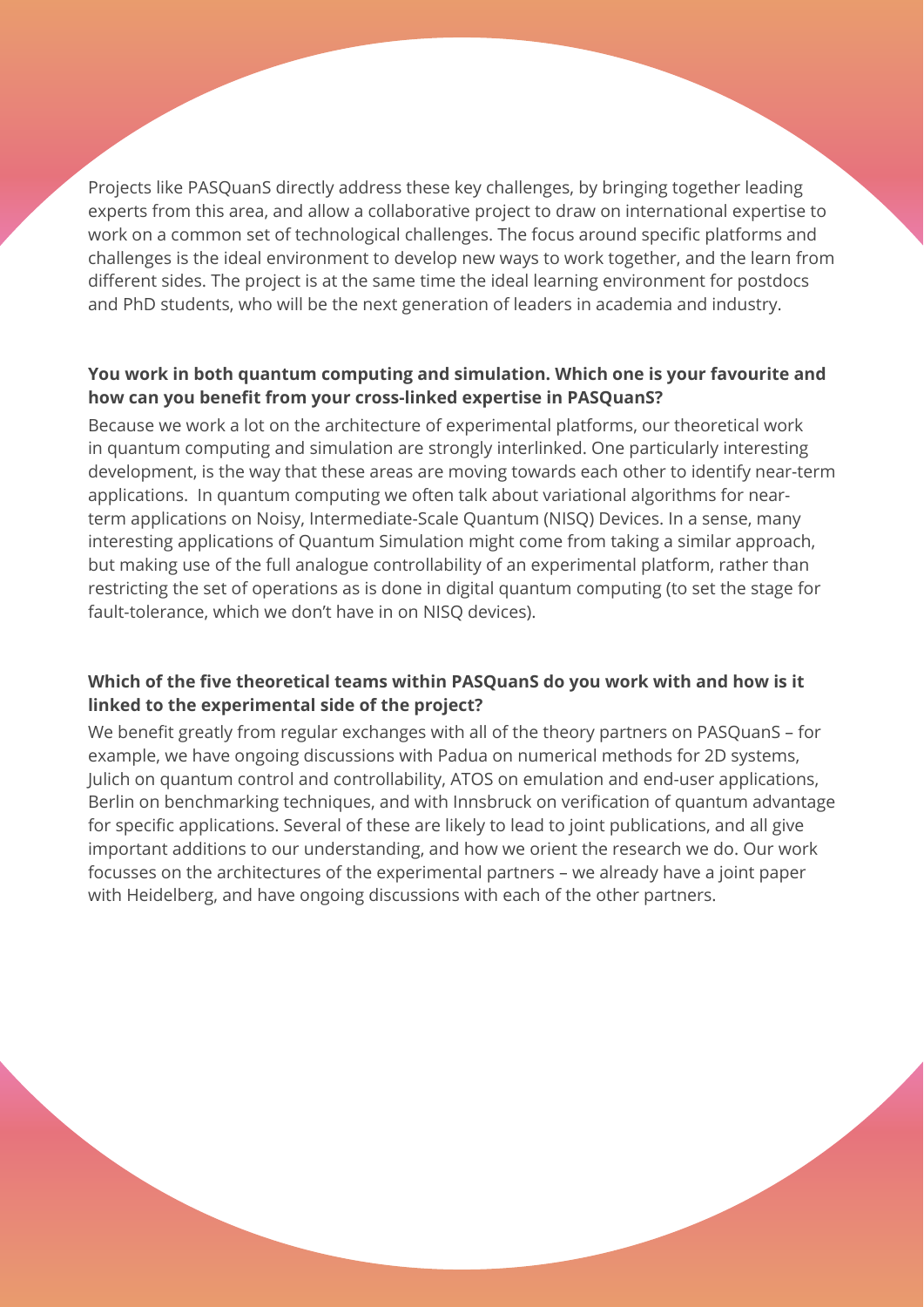Projects like PASQuanS directly address these key challenges, by bringing together leading experts from this area, and allow a collaborative project to draw on international expertise to work on a common set of technological challenges. The focus around specific platforms and challenges is the ideal environment to develop new ways to work together, and the learn from different sides. The project is at the same time the ideal learning environment for postdocs and PhD students, who will be the next generation of leaders in academia and industry.

**You work in both quantum computing and simulation. Which one is your favourite and how can you benefit from your cross-linked expertise in PASQuanS?**

Because we work a lot on the architecture of experimental platforms, our theoretical work in quantum computing and simulation are strongly interlinked. One particularly interesting development, is the way that these areas are moving towards each other to identify near-term applications. In quantum computing we often talk about variational algorithms for near-term applications on Noisy, Intermediate-Scale Quantum (NISQ) Devices. In a sense, many interesting applications of Quantum Simulation might come from taking a similar approach, but making use of the full analogue controllability of an experimental platform, rather than restricting the set of operations as is done in digital quantum computing (to set the stage for fault-tolerance, which we don't have in on NISQ devices).

**Which of the five theoretical teams within PASQuanS do you work with and how is it linked to the experimental side of the project?**

We benefit greatly from regular exchanges with all of the theory partners on PASQuanS – for example, we have ongoing discussions with Padua on numerical methods for 2D systems, Julich on quantum control and controllability, ATOS on emulation and end-user applications, Berlin on benchmarking techniques, and with Innsbruck on verification of quantum advantage for specific applications. Several of these are likely to lead to joint publications, and all give important additions to our understanding, and how we orient the research we do. Our work focusses on the architectures of the experimental partners – we already have a joint paper with Heidelberg, and have ongoing discussions with each of the other partners.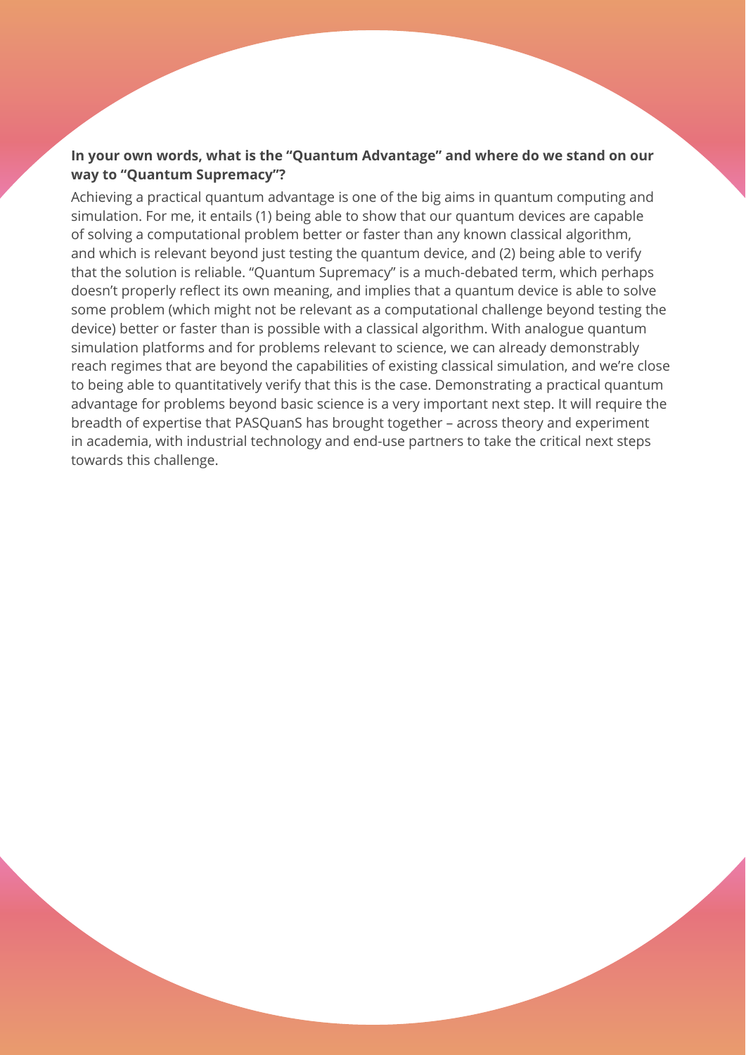**In your own words, what is the "Quantum Advantage" and where do we stand on our way to "Quantum Supremacy"?**

Achieving a practical quantum advantage is one of the big aims in quantum computing and simulation. For me, it entails (1) being able to show that our quantum devices are capable of solving a computational problem better or faster than any known classical algorithm, and which is relevant beyond just testing the quantum device, and (2) being able to verify that the solution is reliable. "Quantum Supremacy" is a much-debated term, which perhaps doesn't properly reflect its own meaning, and implies that a quantum device is able to solve some problem (which might not be relevant as a computational challenge beyond testing the device) better or faster than is possible with a classical algorithm. With analogue quantum simulation platforms and for problems relevant to science, we can already demonstrably reach regimes that are beyond the capabilities of existing classical simulation, and we're close to being able to quantitatively verify that this is the case. Demonstrating a practical quantum advantage for problems beyond basic science is a very important next step. It will require the breadth of expertise that PASQuanS has brought together – across theory and experiment in academia, with industrial technology and end-use partners to take the critical next steps towards this challenge.